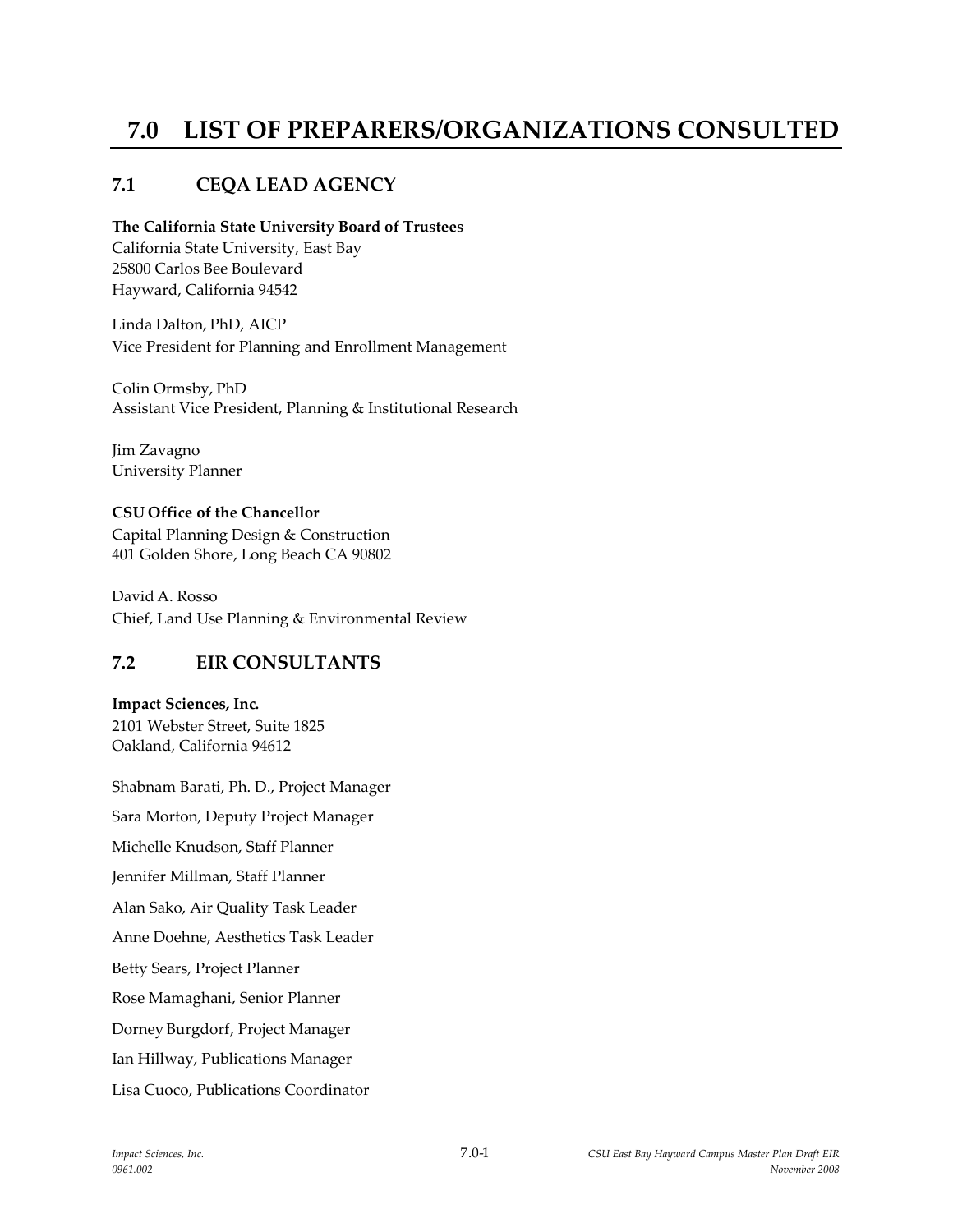# 7.0 LIST OF PREPARERS/ORGANIZATIONS CONSULTED

## 7.1 CEQA LEAD AGENCY

**The California State University Board of Trustees**
California State University, East Bay
25800 Carlos Bee Boulevard
Hayward, California 94542

Linda Dalton, PhD, AICP
Vice President for Planning and Enrollment Management

Colin Ormsby, PhD
Assistant Vice President, Planning & Institutional Research

Jim Zavagno
University Planner

**CSU Office of the Chancellor**
Capital Planning Design & Construction
401 Golden Shore, Long Beach CA 90802

David A. Rosso
Chief, Land Use Planning & Environmental Review

## 7.2 EIR CONSULTANTS

**Impact Sciences, Inc.**
2101 Webster Street, Suite 1825
Oakland, California 94612

Shabnam Barati, Ph. D., Project Manager

Sara Morton, Deputy Project Manager

Michelle Knudson, Staff Planner

Jennifer Millman, Staff Planner

Alan Sako, Air Quality Task Leader

Anne Doehne, Aesthetics Task Leader

Betty Sears, Project Planner

Rose Mamaghani, Senior Planner

Dorney Burgdorf, Project Manager

Ian Hillway, Publications Manager

Lisa Cuoco, Publications Coordinator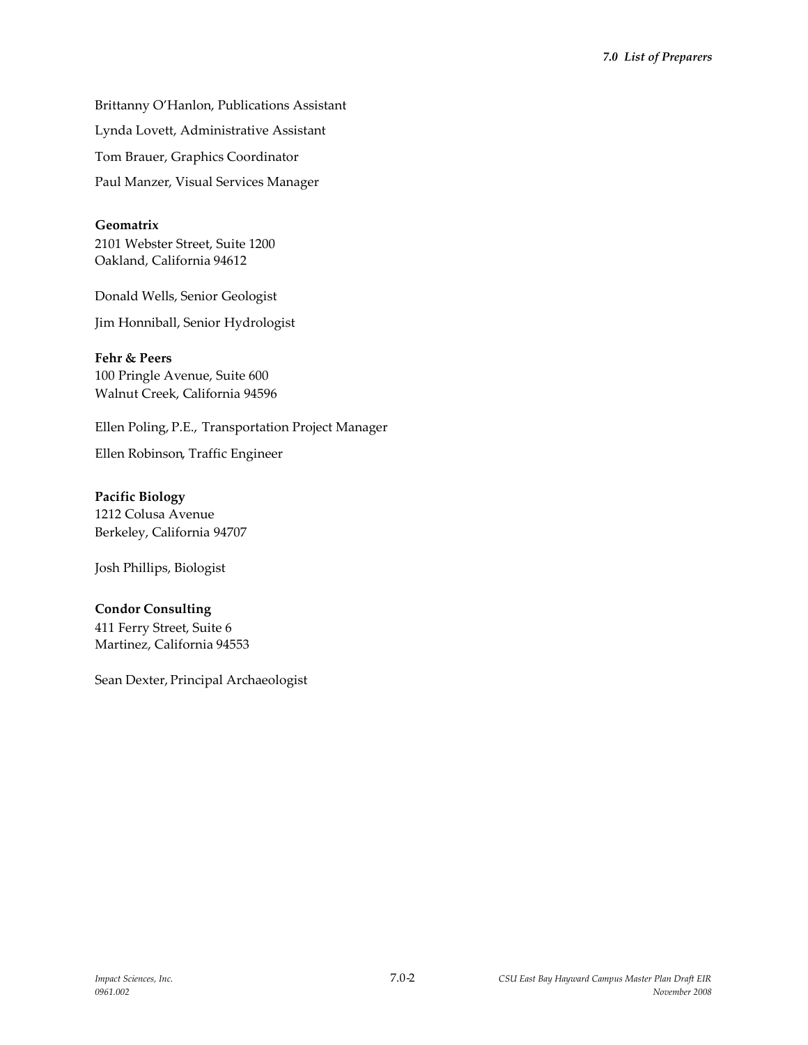Brittanny O'Hanlon, Publications Assistant

Lynda Lovett, Administrative Assistant

Tom Brauer, Graphics Coordinator

Paul Manzer, Visual Services Manager

**Geomatrix**
2101 Webster Street, Suite 1200
Oakland, California 94612

Donald Wells, Senior Geologist

Jim Honniball, Senior Hydrologist

**Fehr & Peers**
100 Pringle Avenue, Suite 600
Walnut Creek, California 94596

Ellen Poling, P.E., Transportation Project Manager

Ellen Robinson, Traffic Engineer

**Pacific Biology**
1212 Colusa Avenue
Berkeley, California 94707

Josh Phillips, Biologist

**Condor Consulting**
411 Ferry Street, Suite 6
Martinez, California 94553

Sean Dexter, Principal Archaeologist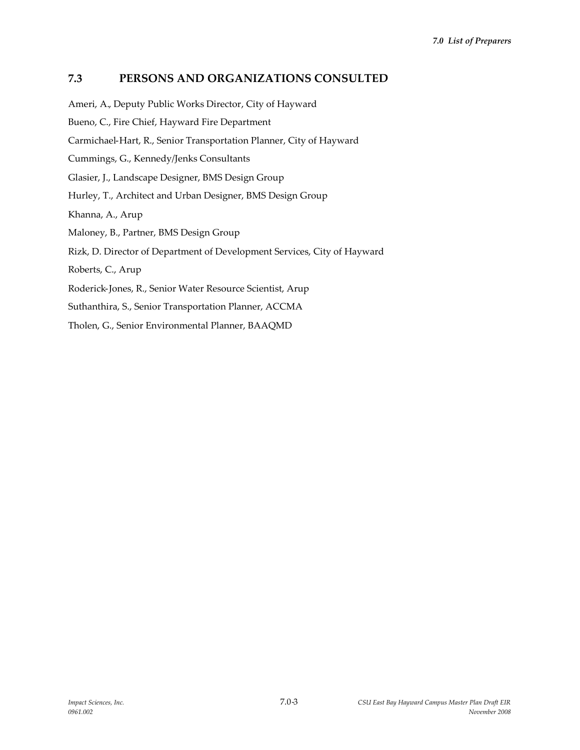## 7.3 PERSONS AND ORGANIZATIONS CONSULTED

Ameri, A., Deputy Public Works Director, City of Hayward

Bueno, C., Fire Chief, Hayward Fire Department

Carmichael-Hart, R., Senior Transportation Planner, City of Hayward

Cummings, G., Kennedy/Jenks Consultants

Glasier, J., Landscape Designer, BMS Design Group

Hurley, T., Architect and Urban Designer, BMS Design Group

Khanna, A., Arup

Maloney, B., Partner, BMS Design Group

Rizk, D. Director of Department of Development Services, City of Hayward

Roberts, C., Arup

Roderick-Jones, R., Senior Water Resource Scientist, Arup

Suthanthira, S., Senior Transportation Planner, ACCMA

Tholen, G., Senior Environmental Planner, BAAQMD